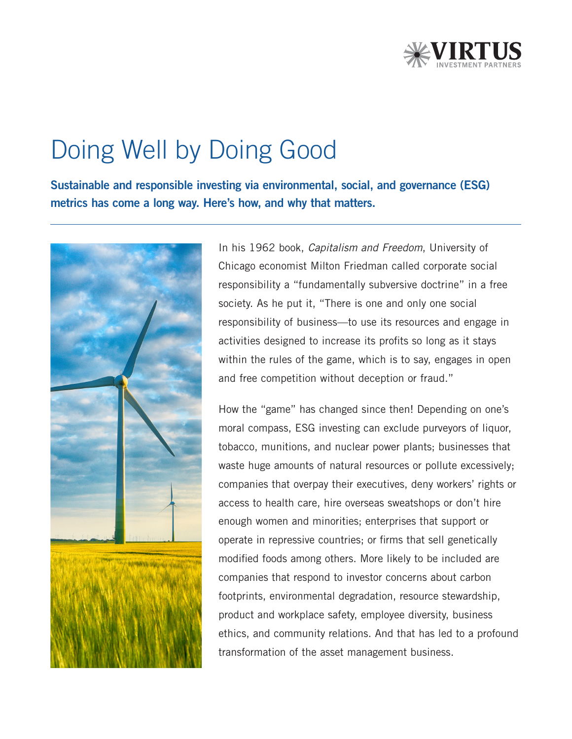# Doing Well by Doing Good

**Sustainable and responsible investing via environmental, social, and governance (ESG) metrics has come a long way. Here's how, and why that matters.**

In his 1962 book, *Capitalism and Freedom*, University of Chicago economist Milton Friedman called corporate social responsibility a "fundamentally subversive doctrine" in a free society. As he put it, "There is one and only one social responsibility of business—to use its resources and engage in activities designed to increase its profits so long as it stays within the rules of the game, which is to say, engages in open and free competition without deception or fraud."

How the "game" has changed since then! Depending on one's moral compass, ESG investing can exclude purveyors of liquor, tobacco, munitions, and nuclear power plants; businesses that waste huge amounts of natural resources or pollute excessively; companies that overpay their executives, deny workers' rights or access to health care, hire overseas sweatshops or don't hire enough women and minorities; enterprises that support or operate in repressive countries; or firms that sell genetically modified foods among others. More likely to be included are companies that respond to investor concerns about carbon footprints, environmental degradation, resource stewardship, product and workplace safety, employee diversity, business ethics, and community relations. And that has led to a profound transformation of the asset management business.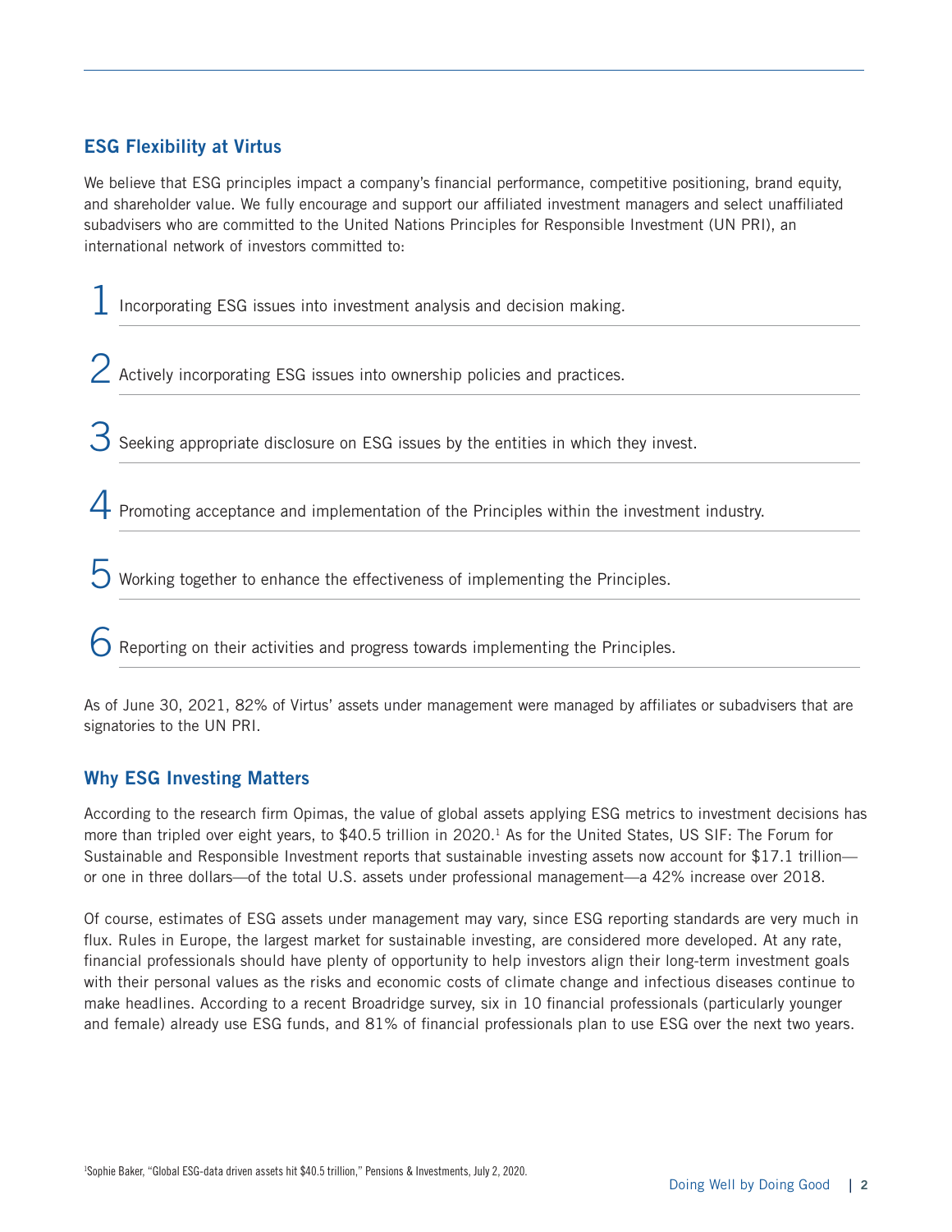## ESG Flexibility at Virtus

We believe that ESG principles impact a company's financial performance, competitive positioning, brand equity, and shareholder value. We fully encourage and support our affiliated investment managers and select unaffiliated subadvisers who are committed to the United Nations Principles for Responsible Investment (UN PRI), an international network of investors committed to:

1. Incorporating ESG issues into investment analysis and decision making.
2. Actively incorporating ESG issues into ownership policies and practices.
3. Seeking appropriate disclosure on ESG issues by the entities in which they invest.
4. Promoting acceptance and implementation of the Principles within the investment industry.
5. Working together to enhance the effectiveness of implementing the Principles.
6. Reporting on their activities and progress towards implementing the Principles.

As of June 30, 2021, 82% of Virtus' assets under management were managed by affiliates or subadvisers that are signatories to the UN PRI.

## Why ESG Investing Matters

According to the research firm Opimas, the value of global assets applying ESG metrics to investment decisions has more than tripled over eight years, to $40.5 trillion in 2020.[1] As for the United States, US SIF: The Forum for Sustainable and Responsible Investment reports that sustainable investing assets now account for $17.1 trillion—or one in three dollars—of the total U.S. assets under professional management—a 42% increase over 2018.

Of course, estimates of ESG assets under management may vary, since ESG reporting standards are very much in flux. Rules in Europe, the largest market for sustainable investing, are considered more developed. At any rate, financial professionals should have plenty of opportunity to help investors align their long-term investment goals with their personal values as the risks and economic costs of climate change and infectious diseases continue to make headlines. According to a recent Broadridge survey, six in 10 financial professionals (particularly younger and female) already use ESG funds, and 81% of financial professionals plan to use ESG over the next two years.

[1] Sophie Baker, "Global ESG-data driven assets hit $40.5 trillion," Pensions & Investments, July 2, 2020.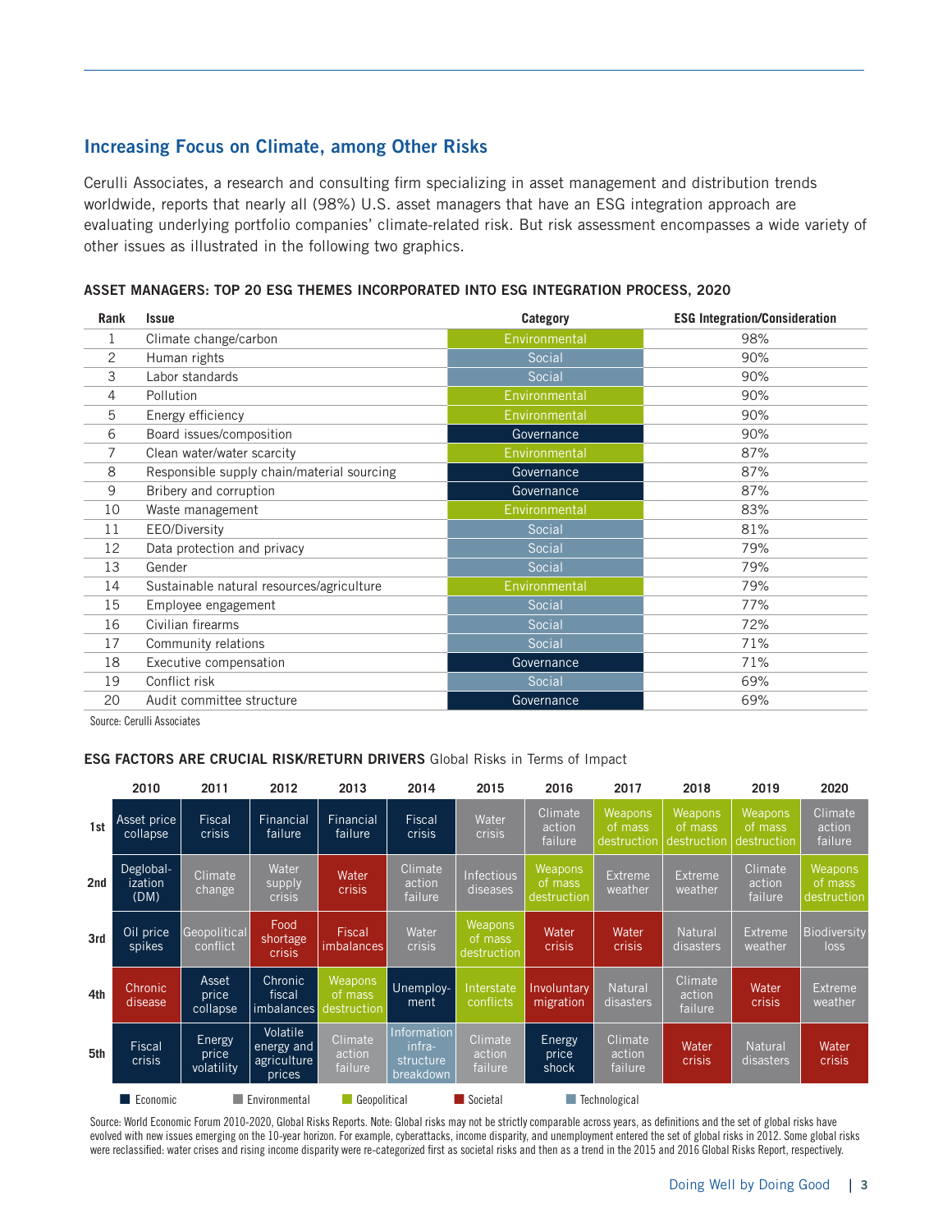## Increasing Focus on Climate, among Other Risks

Cerulli Associates, a research and consulting firm specializing in asset management and distribution trends worldwide, reports that nearly all (98%) U.S. asset managers that have an ESG integration approach are evaluating underlying portfolio companies' climate-related risk. But risk assessment encompasses a wide variety of other issues as illustrated in the following two graphics.

**ASSET MANAGERS: TOP 20 ESG THEMES INCORPORATED INTO ESG INTEGRATION PROCESS, 2020**

| Rank | Issue | Category | ESG Integration/Consideration |
|---|---|---|---|
| 1 | Climate change/carbon | Environmental | 98% |
| 2 | Human rights | Social | 90% |
| 3 | Labor standards | Social | 90% |
| 4 | Pollution | Environmental | 90% |
| 5 | Energy efficiency | Environmental | 90% |
| 6 | Board issues/composition | Governance | 90% |
| 7 | Clean water/water scarcity | Environmental | 87% |
| 8 | Responsible supply chain/material sourcing | Governance | 87% |
| 9 | Bribery and corruption | Governance | 87% |
| 10 | Waste management | Environmental | 83% |
| 11 | EEO/Diversity | Social | 81% |
| 12 | Data protection and privacy | Social | 79% |
| 13 | Gender | Social | 79% |
| 14 | Sustainable natural resources/agriculture | Environmental | 79% |
| 15 | Employee engagement | Social | 77% |
| 16 | Civilian firearms | Social | 72% |
| 17 | Community relations | Social | 71% |
| 18 | Executive compensation | Governance | 71% |
| 19 | Conflict risk | Social | 69% |
| 20 | Audit committee structure | Governance | 69% |

Source: Cerulli Associates

**ESG FACTORS ARE CRUCIAL RISK/RETURN DRIVERS** Global Risks in Terms of Impact

| | 2010 | 2011 | 2012 | 2013 | 2014 | 2015 | 2016 | 2017 | 2018 | 2019 | 2020 |
|---|---|---|---|---|---|---|---|---|---|---|---|
| 1st | Asset price collapse | Fiscal crisis | Financial failure | Financial failure | Fiscal crisis | Water crisis | Climate action failure | Weapons of mass destruction | Weapons of mass destruction | Weapons of mass destruction | Climate action failure |
| 2nd | Deglobal-ization (DM) | Climate change | Water supply crisis | Water crisis | Climate action failure | Infectious diseases | Weapons of mass destruction | Extreme weather | Extreme weather | Climate action failure | Weapons of mass destruction |
| 3rd | Oil price spikes | Geopolitical conflict | Food shortage crisis | Fiscal imbalances | Water crisis | Weapons of mass destruction | Water crisis | Water crisis | Natural disasters | Extreme weather | Biodiversity loss |
| 4th | Chronic disease | Asset price collapse | Chronic fiscal imbalances | Weapons of mass destruction | Unemploy-ment | Interstate conflicts | Involuntary migration | Natural disasters | Climate action failure | Water crisis | Extreme weather |
| 5th | Fiscal crisis | Energy price volatility | Volatile energy and agriculture prices | Climate action failure | Information infra-structure breakdown | Climate action failure | Energy price shock | Climate action failure | Water crisis | Natural disasters | Water crisis |

Economic | Environmental | Geopolitical | Societal | Technological

Source: World Economic Forum 2010-2020, Global Risks Reports. Note: Global risks may not be strictly comparable across years, as definitions and the set of global risks have evolved with new issues emerging on the 10-year horizon. For example, cyberattacks, income disparity, and unemployment entered the set of global risks in 2012. Some global risks were reclassified: water crises and rising income disparity were re-categorized first as societal risks and then as a trend in the 2015 and 2016 Global Risks Report, respectively.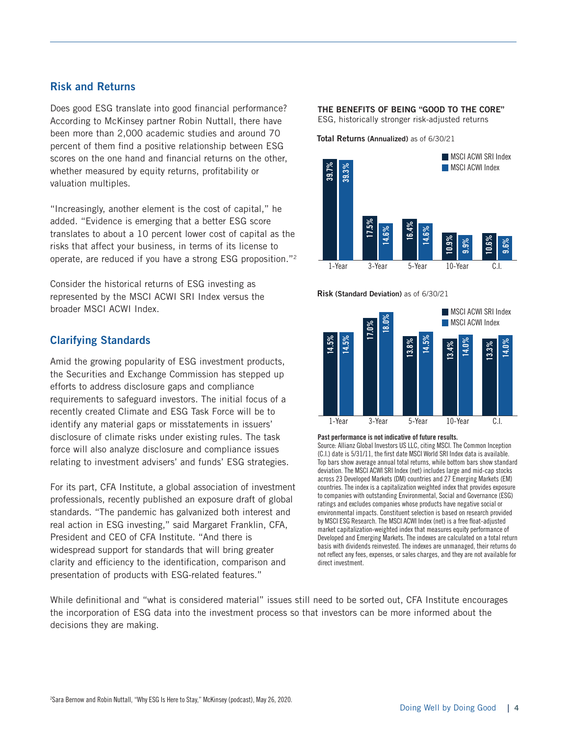## Risk and Returns

Does good ESG translate into good financial performance? According to McKinsey partner Robin Nuttall, there have been more than 2,000 academic studies and around 70 percent of them find a positive relationship between ESG scores on the one hand and financial returns on the other, whether measured by equity returns, profitability or valuation multiples.

"Increasingly, another element is the cost of capital," he added. "Evidence is emerging that a better ESG score translates to about a 10 percent lower cost of capital as the risks that affect your business, in terms of its license to operate, are reduced if you have a strong ESG proposition."[2]

Consider the historical returns of ESG investing as represented by the MSCI ACWI SRI Index versus the broader MSCI ACWI Index.

## Clarifying Standards

Amid the growing popularity of ESG investment products, the Securities and Exchange Commission has stepped up efforts to address disclosure gaps and compliance requirements to safeguard investors. The initial focus of a recently created Climate and ESG Task Force will be to identify any material gaps or misstatements in issuers' disclosure of climate risks under existing rules. The task force will also analyze disclosure and compliance issues relating to investment advisers' and funds' ESG strategies.

For its part, CFA Institute, a global association of investment professionals, recently published an exposure draft of global standards. "The pandemic has galvanized both interest and real action in ESG investing," said Margaret Franklin, CFA, President and CEO of CFA Institute. "And there is widespread support for standards that will bring greater clarity and efficiency to the identification, comparison and presentation of products with ESG-related features."

**THE BENEFITS OF BEING "GOOD TO THE CORE"**

ESG, historically stronger risk-adjusted returns

**Total Returns (Annualized)** as of 6/30/21

MSCI ACWI SRI Index
MSCI ACWI Index

39.7% 39.3%
17.5% 14.6%
16.4% 14.6%
10.9% 9.9%
10.6% 9.6%

1-Year 3-Year 5-Year 10-Year C.I.

**Risk (Standard Deviation)** as of 6/30/21

MSCI ACWI SRI Index
MSCI ACWI Index

14.5% 14.5%
17.0% 18.0%
13.8% 14.5%
13.4% 14.0%
13.3% 14.0%

1-Year 3-Year 5-Year 10-Year C.I.

**Past performance is not indicative of future results.**

Source: Allianz Global Investors US LLC, citing MSCI. The Common Inception (C.I.) date is 5/31/11, the first date MSCI World SRI Index data is available. Top bars show average annual total returns, while bottom bars show standard deviation. The MSCI ACWI SRI Index (net) includes large and mid-cap stocks across 23 Developed Markets (DM) countries and 27 Emerging Markets (EM) countries. The index is a capitalization weighted index that provides exposure to companies with outstanding Environmental, Social and Governance (ESG) ratings and excludes companies whose products have negative social or environmental impacts. Constituent selection is based on research provided by MSCI ESG Research. The MSCI ACWI Index (net) is a free float-adjusted market capitalization-weighted index that measures equity performance of Developed and Emerging Markets. The indexes are calculated on a total return basis with dividends reinvested. The indexes are unmanaged, their returns do not reflect any fees, expenses, or sales charges, and they are not available for direct investment.

While definitional and "what is considered material" issues still need to be sorted out, CFA Institute encourages the incorporation of ESG data into the investment process so that investors can be more informed about the decisions they are making.

[2] Sara Bernow and Robin Nuttall, "Why ESG Is Here to Stay," McKinsey (podcast), May 26, 2020.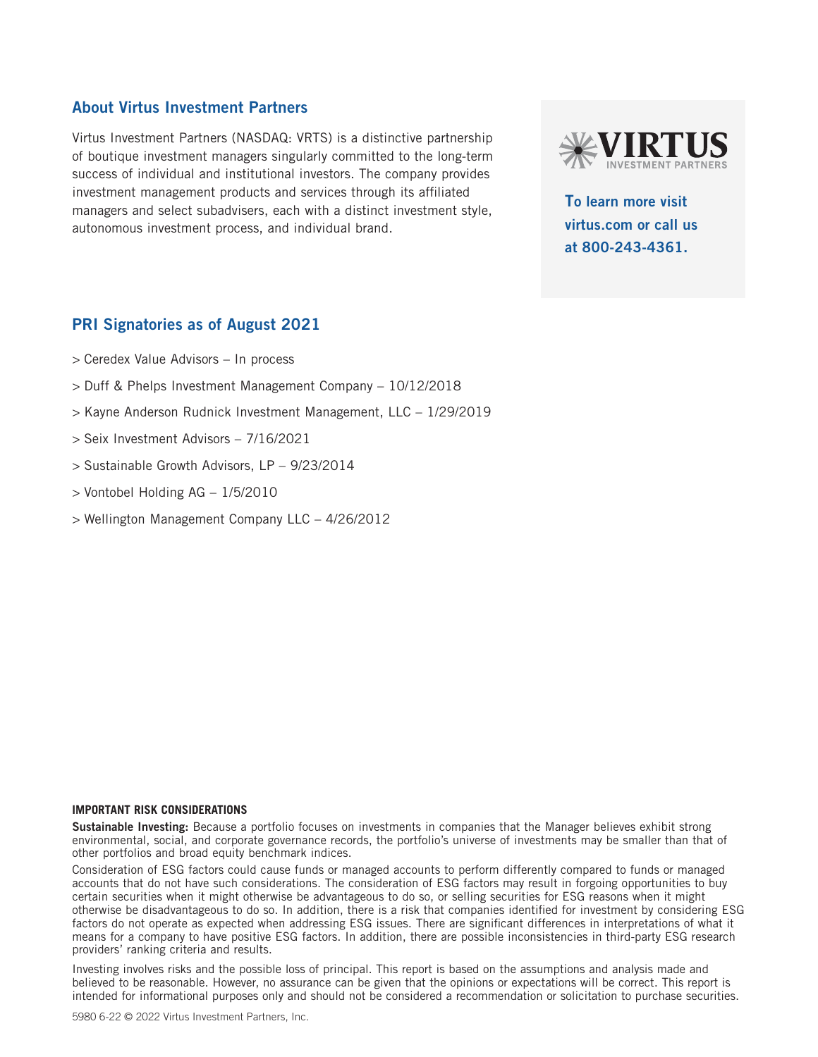## About Virtus Investment Partners

Virtus Investment Partners (NASDAQ: VRTS) is a distinctive partnership of boutique investment managers singularly committed to the long-term success of individual and institutional investors. The company provides investment management products and services through its affiliated managers and select subadvisers, each with a distinct investment style, autonomous investment process, and individual brand.

VIRTUS
INVESTMENT PARTNERS

**To learn more visit virtus.com or call us at 800-243-4361.**

## PRI Signatories as of August 2021

> Ceredex Value Advisors – In process

> Duff & Phelps Investment Management Company – 10/12/2018

> Kayne Anderson Rudnick Investment Management, LLC – 1/29/2019

> Seix Investment Advisors – 7/16/2021

> Sustainable Growth Advisors, LP – 9/23/2014

> Vontobel Holding AG – 1/5/2010

> Wellington Management Company LLC – 4/26/2012

**IMPORTANT RISK CONSIDERATIONS**

**Sustainable Investing:** Because a portfolio focuses on investments in companies that the Manager believes exhibit strong environmental, social, and corporate governance records, the portfolio's universe of investments may be smaller than that of other portfolios and broad equity benchmark indices.

Consideration of ESG factors could cause funds or managed accounts to perform differently compared to funds or managed accounts that do not have such considerations. The consideration of ESG factors may result in forgoing opportunities to buy certain securities when it might otherwise be advantageous to do so, or selling securities for ESG reasons when it might otherwise be disadvantageous to do so. In addition, there is a risk that companies identified for investment by considering ESG factors do not operate as expected when addressing ESG issues. There are significant differences in interpretations of what it means for a company to have positive ESG factors. In addition, there are possible inconsistencies in third-party ESG research providers' ranking criteria and results.

Investing involves risks and the possible loss of principal. This report is based on the assumptions and analysis made and believed to be reasonable. However, no assurance can be given that the opinions or expectations will be correct. This report is intended for informational purposes only and should not be considered a recommendation or solicitation to purchase securities.

5980 6-22 © 2022 Virtus Investment Partners, Inc.